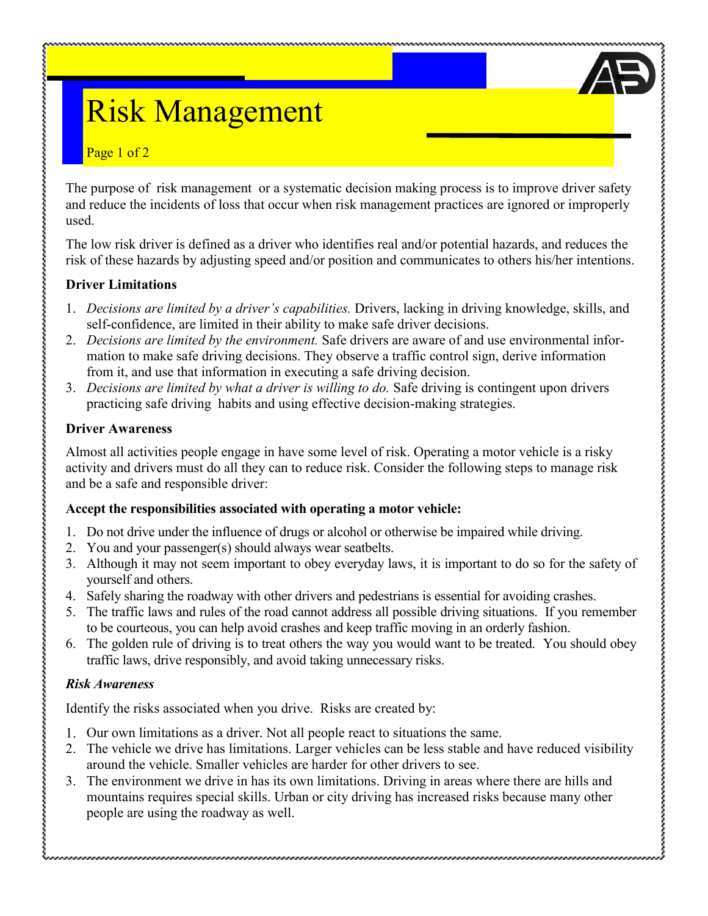# Risk Management

The purpose of risk management or a systematic decision making process is to improve driver safety and reduce the incidents of loss that occur when risk management practices are ignored or improperly used.

The low risk driver is defined as a driver who identifies real and/or potential hazards, and reduces the risk of these hazards by adjusting speed and/or position and communicates to others his/her intentions.

**Driver Limitations**

1. *Decisions are limited by a driver's capabilities.* Drivers, lacking in driving knowledge, skills, and self-confidence, are limited in their ability to make safe driver decisions.
2. *Decisions are limited by the environment.* Safe drivers are aware of and use environmental information to make safe driving decisions. They observe a traffic control sign, derive information from it, and use that information in executing a safe driving decision.
3. *Decisions are limited by what a driver is willing to do.* Safe driving is contingent upon drivers practicing safe driving habits and using effective decision-making strategies.

**Driver Awareness**

Almost all activities people engage in have some level of risk. Operating a motor vehicle is a risky activity and drivers must do all they can to reduce risk. Consider the following steps to manage risk and be a safe and responsible driver:

**Accept the responsibilities associated with operating a motor vehicle:**

1. Do not drive under the influence of drugs or alcohol or otherwise be impaired while driving.
2. You and your passenger(s) should always wear seatbelts.
3. Although it may not seem important to obey everyday laws, it is important to do so for the safety of yourself and others.
4. Safely sharing the roadway with other drivers and pedestrians is essential for avoiding crashes.
5. The traffic laws and rules of the road cannot address all possible driving situations. If you remember to be courteous, you can help avoid crashes and keep traffic moving in an orderly fashion.
6. The golden rule of driving is to treat others the way you would want to be treated. You should obey traffic laws, drive responsibly, and avoid taking unnecessary risks.

***Risk Awareness***

Identify the risks associated when you drive. Risks are created by:

1. Our own limitations as a driver. Not all people react to situations the same.
2. The vehicle we drive has limitations. Larger vehicles can be less stable and have reduced visibility around the vehicle. Smaller vehicles are harder for other drivers to see.
3. The environment we drive in has its own limitations. Driving in areas where there are hills and mountains requires special skills. Urban or city driving has increased risks because many other people are using the roadway as well.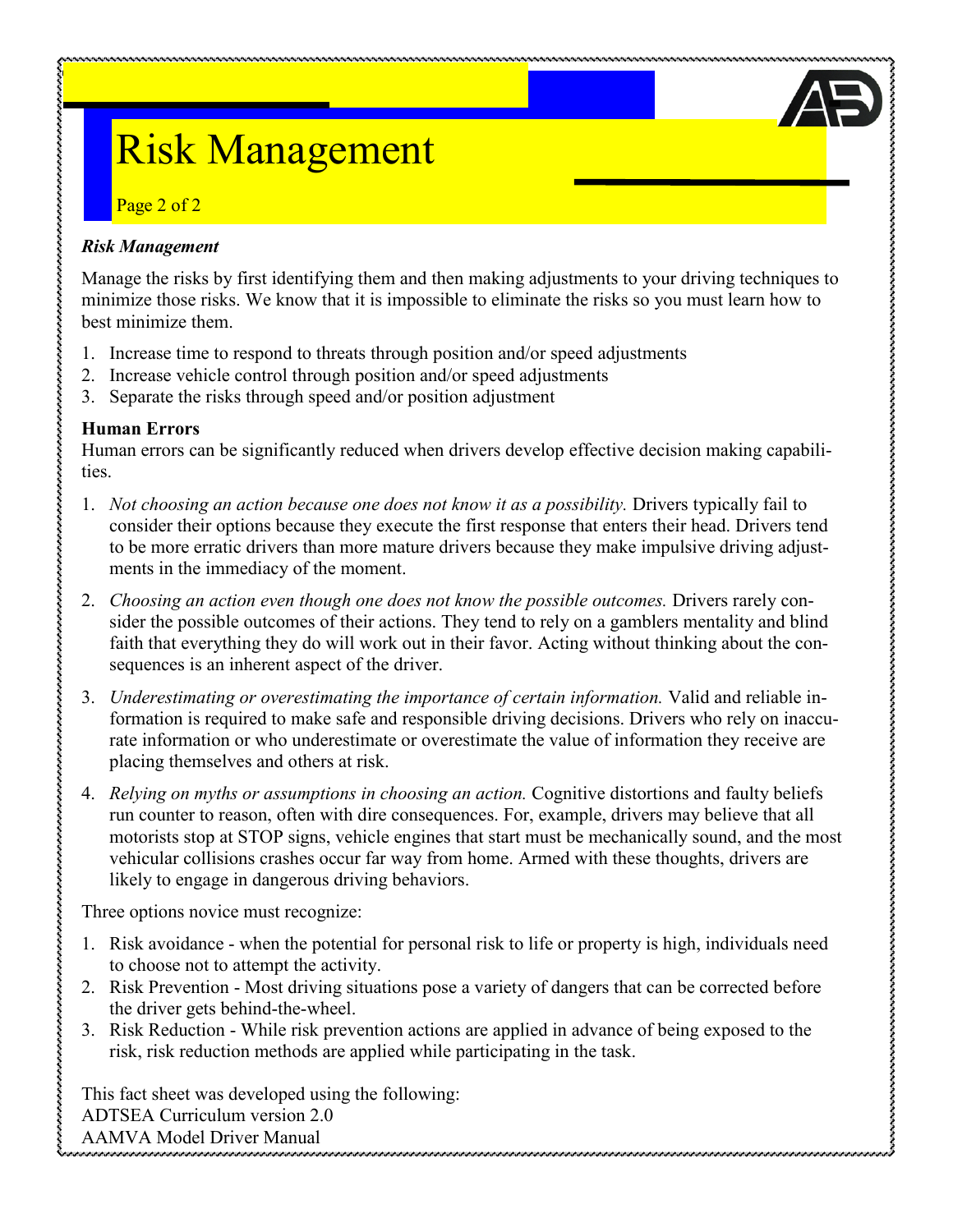# Risk Management

***Risk Management***

Manage the risks by first identifying them and then making adjustments to your driving techniques to minimize those risks. We know that it is impossible to eliminate the risks so you must learn how to best minimize them.

1. Increase time to respond to threats through position and/or speed adjustments
2. Increase vehicle control through position and/or speed adjustments
3. Separate the risks through speed and/or position adjustment

**Human Errors**

Human errors can be significantly reduced when drivers develop effective decision making capabilities.

1. *Not choosing an action because one does not know it as a possibility.* Drivers typically fail to consider their options because they execute the first response that enters their head. Drivers tend to be more erratic drivers than more mature drivers because they make impulsive driving adjustments in the immediacy of the moment.

2. *Choosing an action even though one does not know the possible outcomes.* Drivers rarely consider the possible outcomes of their actions. They tend to rely on a gamblers mentality and blind faith that everything they do will work out in their favor. Acting without thinking about the consequences is an inherent aspect of the driver.

3. *Underestimating or overestimating the importance of certain information.* Valid and reliable information is required to make safe and responsible driving decisions. Drivers who rely on inaccurate information or who underestimate or overestimate the value of information they receive are placing themselves and others at risk.

4. *Relying on myths or assumptions in choosing an action.* Cognitive distortions and faulty beliefs run counter to reason, often with dire consequences. For, example, drivers may believe that all motorists stop at STOP signs, vehicle engines that start must be mechanically sound, and the most vehicular collisions crashes occur far way from home. Armed with these thoughts, drivers are likely to engage in dangerous driving behaviors.

Three options novice must recognize:

1. Risk avoidance - when the potential for personal risk to life or property is high, individuals need to choose not to attempt the activity.
2. Risk Prevention - Most driving situations pose a variety of dangers that can be corrected before the driver gets behind-the-wheel.
3. Risk Reduction - While risk prevention actions are applied in advance of being exposed to the risk, risk reduction methods are applied while participating in the task.

This fact sheet was developed using the following:
ADTSEA Curriculum version 2.0
AAMVA Model Driver Manual